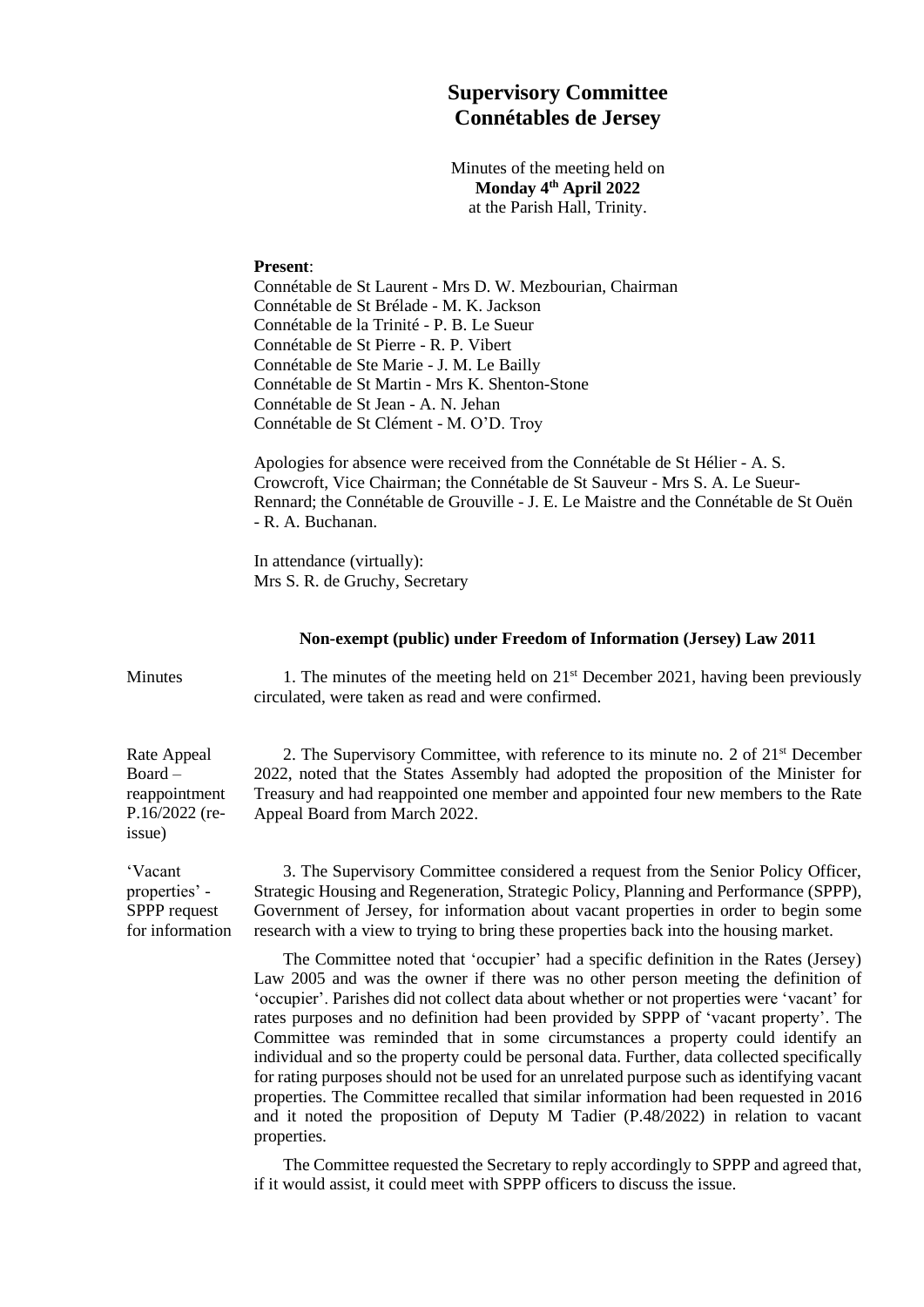# Supervisory Committee
# Connétables de Jersey

Minutes of the meeting held on
**Monday 4th April 2022**
at the Parish Hall, Trinity.

**Present**:
Connétable de St Laurent - Mrs D. W. Mezbourian, Chairman
Connétable de St Brélade - M. K. Jackson
Connétable de la Trinité - P. B. Le Sueur
Connétable de St Pierre - R. P. Vibert
Connétable de Ste Marie - J. M. Le Bailly
Connétable de St Martin - Mrs K. Shenton-Stone
Connétable de St Jean - A. N. Jehan
Connétable de St Clément - M. O'D. Troy

Apologies for absence were received from the Connétable de St Hélier - A. S. Crowcroft, Vice Chairman; the Connétable de St Sauveur - Mrs S. A. Le Sueur-Rennard; the Connétable de Grouville - J. E. Le Maistre and the Connétable de St Ouën - R. A. Buchanan.

In attendance (virtually):
Mrs S. R. de Gruchy, Secretary

**Non-exempt (public) under Freedom of Information (Jersey) Law 2011**

**Minutes**

1. The minutes of the meeting held on 21st December 2021, having been previously circulated, were taken as read and were confirmed.

**Rate Appeal Board – reappointment P.16/2022 (re-issue)**

2. The Supervisory Committee, with reference to its minute no. 2 of 21st December 2022, noted that the States Assembly had adopted the proposition of the Minister for Treasury and had reappointed one member and appointed four new members to the Rate Appeal Board from March 2022.

**'Vacant properties' - SPPP request for information**

3. The Supervisory Committee considered a request from the Senior Policy Officer, Strategic Housing and Regeneration, Strategic Policy, Planning and Performance (SPPP), Government of Jersey, for information about vacant properties in order to begin some research with a view to trying to bring these properties back into the housing market.

The Committee noted that 'occupier' had a specific definition in the Rates (Jersey) Law 2005 and was the owner if there was no other person meeting the definition of 'occupier'. Parishes did not collect data about whether or not properties were 'vacant' for rates purposes and no definition had been provided by SPPP of 'vacant property'. The Committee was reminded that in some circumstances a property could identify an individual and so the property could be personal data. Further, data collected specifically for rating purposes should not be used for an unrelated purpose such as identifying vacant properties. The Committee recalled that similar information had been requested in 2016 and it noted the proposition of Deputy M Tadier (P.48/2022) in relation to vacant properties.

The Committee requested the Secretary to reply accordingly to SPPP and agreed that, if it would assist, it could meet with SPPP officers to discuss the issue.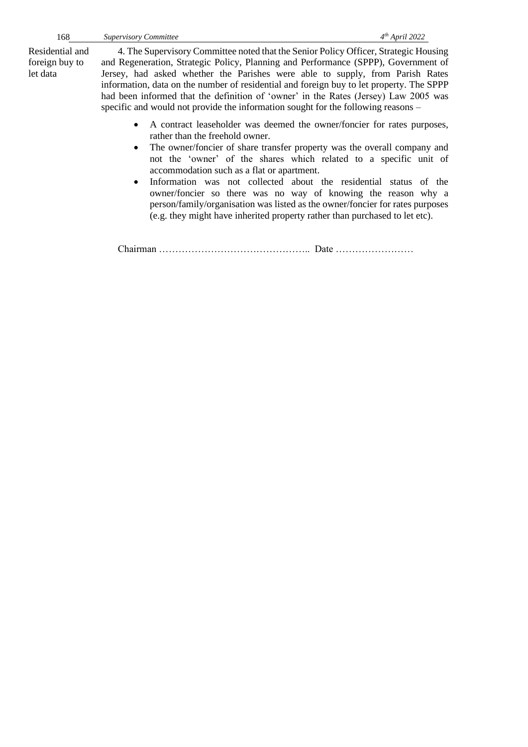Residential and foreign buy to let data

4. The Supervisory Committee noted that the Senior Policy Officer, Strategic Housing and Regeneration, Strategic Policy, Planning and Performance (SPPP), Government of Jersey, had asked whether the Parishes were able to supply, from Parish Rates information, data on the number of residential and foreign buy to let property. The SPPP had been informed that the definition of 'owner' in the Rates (Jersey) Law 2005 was specific and would not provide the information sought for the following reasons –

- A contract leaseholder was deemed the owner/foncier for rates purposes, rather than the freehold owner.
- The owner/foncier of share transfer property was the overall company and not the 'owner' of the shares which related to a specific unit of accommodation such as a flat or apartment.
- Information was not collected about the residential status of the owner/foncier so there was no way of knowing the reason why a person/family/organisation was listed as the owner/foncier for rates purposes (e.g. they might have inherited property rather than purchased to let etc).

Chairman ……………………………………….. Date ……………………